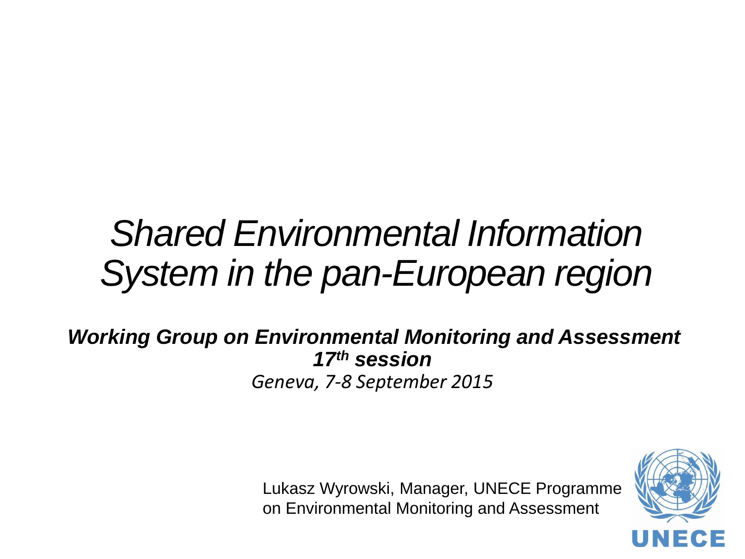# *Shared Environmental Information System in the pan-European region*

***Working Group on Environmental Monitoring and Assessment***
***17th session***
*Geneva, 7-8 September 2015*

Lukasz Wyrowski, Manager, UNECE Programme on Environmental Monitoring and Assessment

UNECE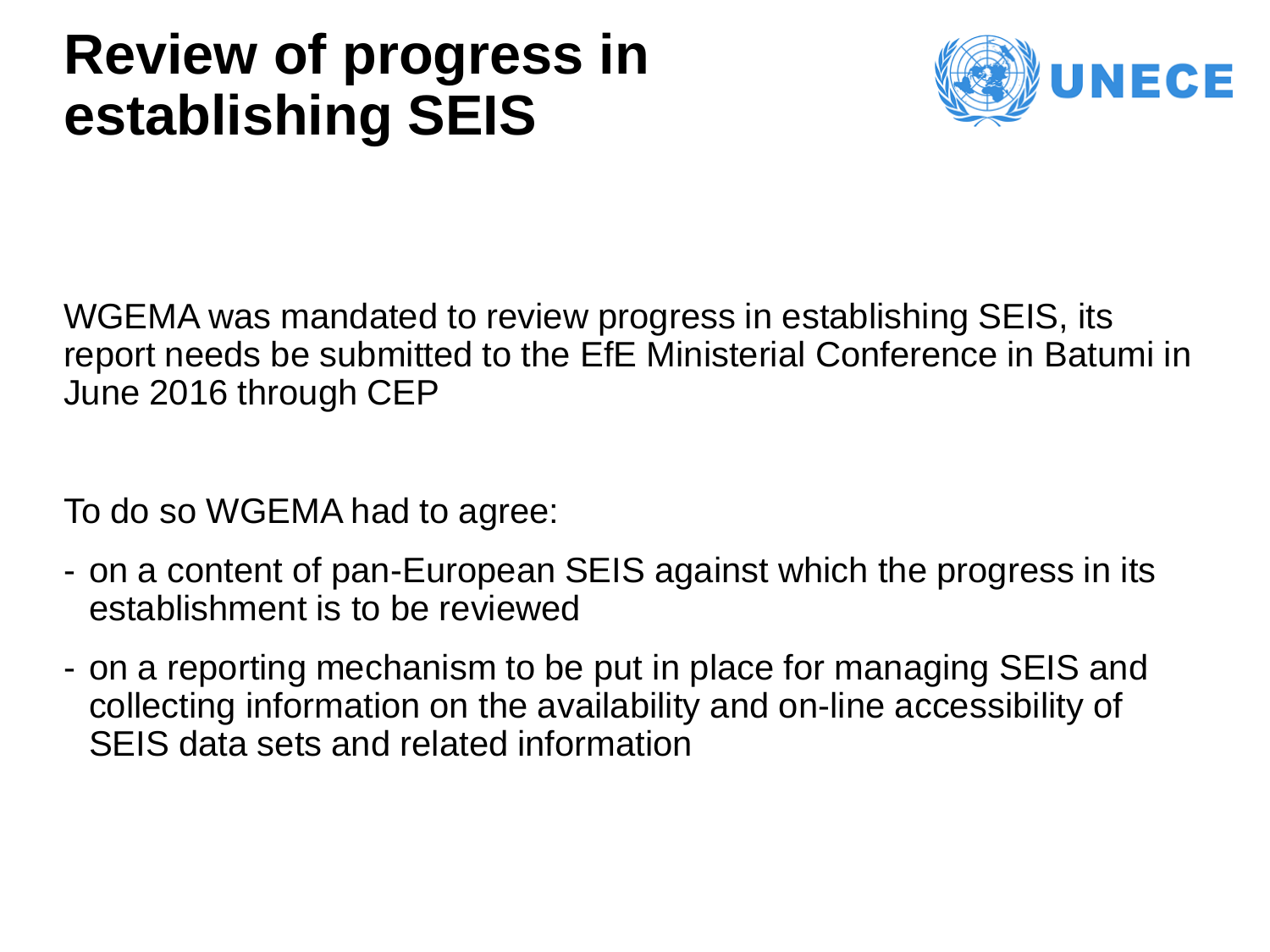# Review of progress in establishing SEIS

WGEMA was mandated to review progress in establishing SEIS, its report needs be submitted to the EfE Ministerial Conference in Batumi in June 2016 through CEP

To do so WGEMA had to agree:

- on a content of pan-European SEIS against which the progress in its establishment is to be reviewed
- on a reporting mechanism to be put in place for managing SEIS and collecting information on the availability and on-line accessibility of SEIS data sets and related information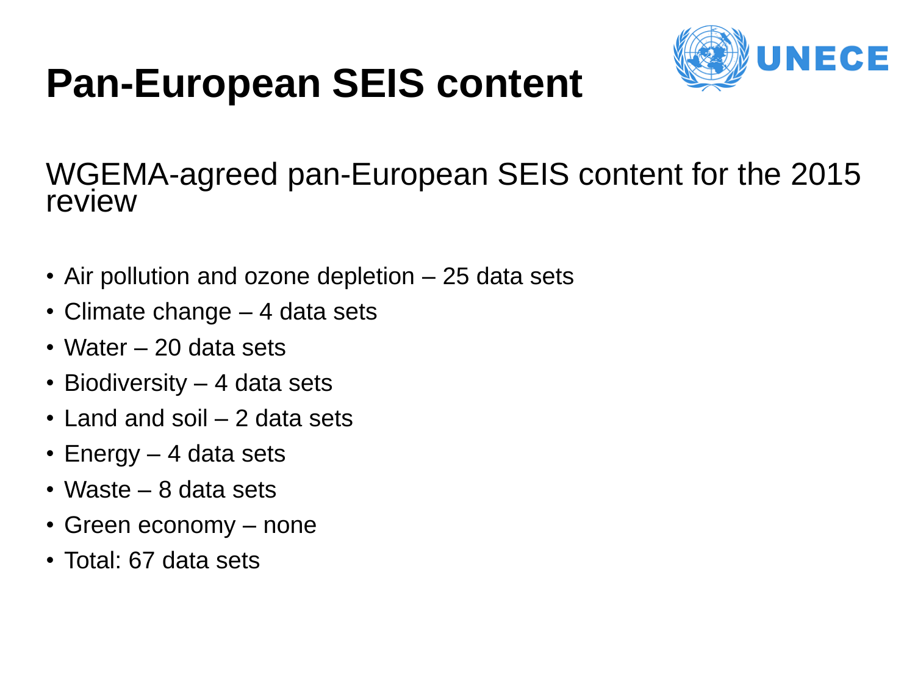# Pan-European SEIS content

UNECE

WGEMA-agreed pan-European SEIS content for the 2015 review

- Air pollution and ozone depletion – 25 data sets
- Climate change – 4 data sets
- Water – 20 data sets
- Biodiversity – 4 data sets
- Land and soil – 2 data sets
- Energy – 4 data sets
- Waste – 8 data sets
- Green economy – none
- Total: 67 data sets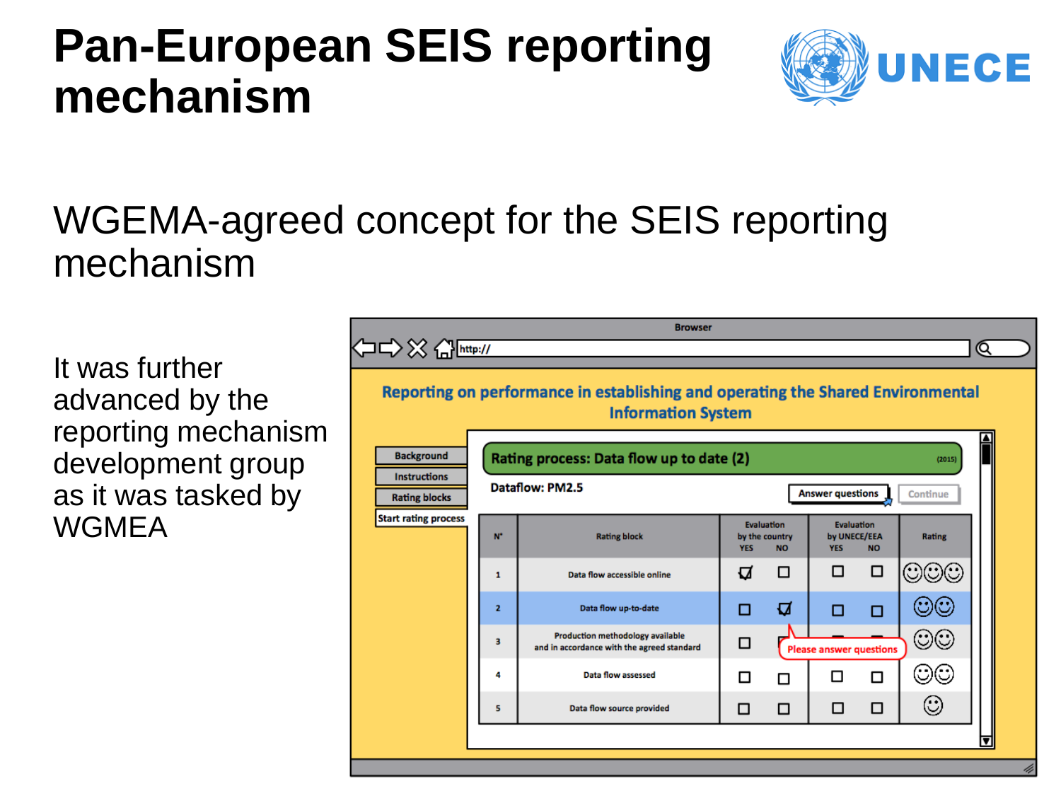# Pan-European SEIS reporting mechanism

## WGEMA-agreed concept for the SEIS reporting mechanism

It was further advanced by the reporting mechanism development group as it was tasked by WGMEA

Browser

http://

**Reporting on performance in establishing and operating the Shared Environmental Information System**

- Background
- Instructions
- Rating blocks
- Start rating process

**Rating process: Data flow up to date (2)** (2015)

**Dataflow: PM2.5**

Answer questions | Continue

| N° | Rating block | Evaluation by the country YES | Evaluation by the country NO | Evaluation by UNECE/EEA YES | Evaluation by UNECE/EEA NO | Rating |
|---|---|---|---|---|---|---|
| 1 | Data flow accessible online | ☑ | ☐ | ☐ | ☐ | ☺☺☺ |
| 2 | Data flow up-to-date | ☐ | ☑ | ☐ | ☐ | ☺☺ |
| 3 | Production methodology available and in accordance with the agreed standard | ☐ | ☐ | | | ☺☺ |
| 4 | Data flow assessed | ☐ | ☐ | ☐ | ☐ | ☺☺ |
| 5 | Data flow source provided | ☐ | ☐ | ☐ | ☐ | ☺ |

Please answer questions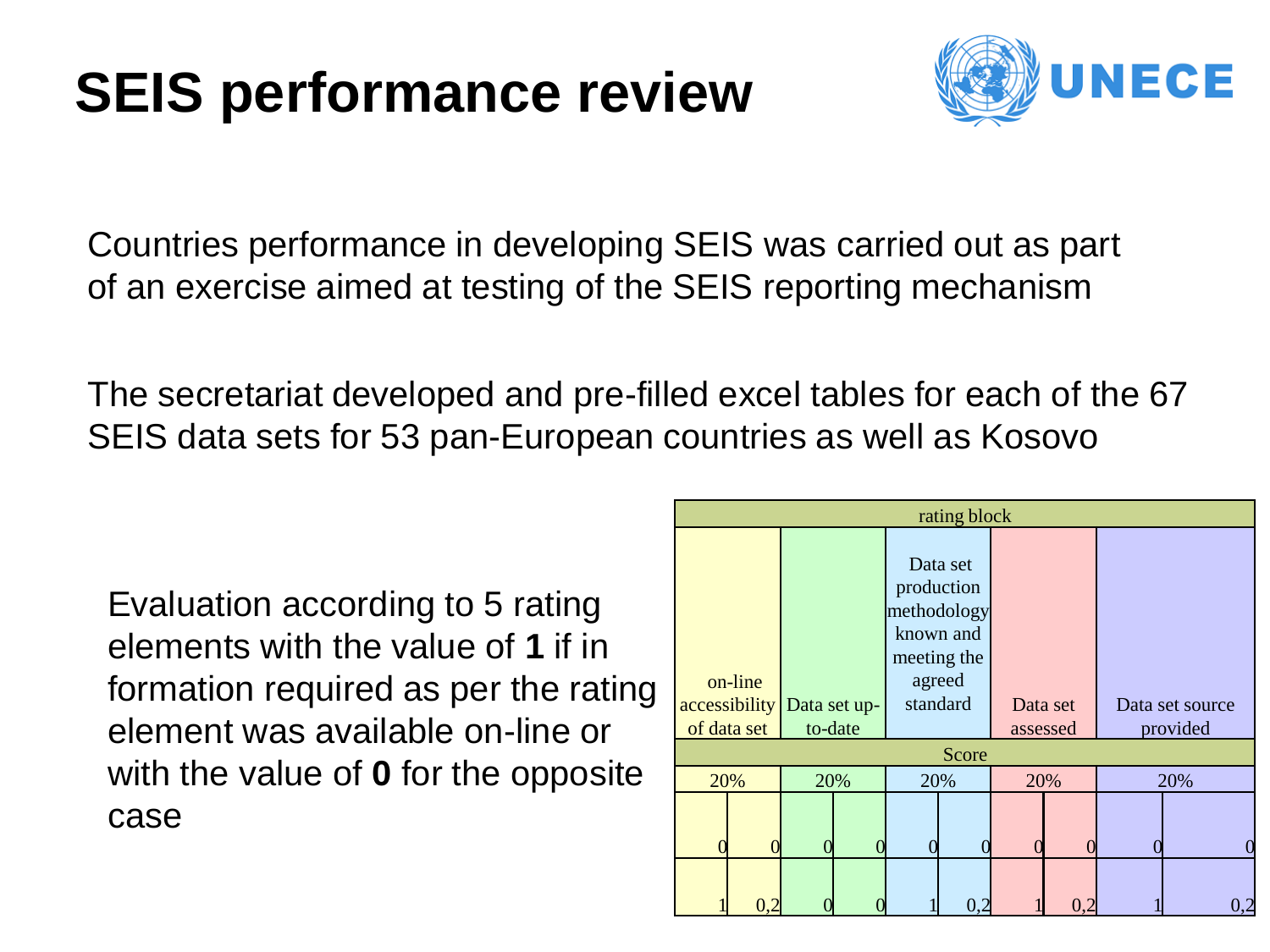# SEIS performance review

Countries performance in developing SEIS was carried out as part of an exercise aimed at testing of the SEIS reporting mechanism

The secretariat developed and pre-filled excel tables for each of the 67 SEIS data sets for 53 pan-European countries as well as Kosovo

Evaluation according to 5 rating elements with the value of **1** if in formation required as per the rating element was available on-line or with the value of **0** for the opposite case

| rating block | | | | | | | | | |
|---|---|---|---|---|---|---|---|---|---|
| on-line accessibility of data set | | Data set up-to-date | | Data set production methodology known and meeting the agreed standard | | Data set assessed | | Data set source provided | |
| Score | | | | | | | | | |
| 20% | | 20% | | 20% | | 20% | | 20% | |
| 0 | 0 | 0 | 0 | 0 | 0 | 0 | 0 | 0 | 0 |
| 1 | 0,2 | 0 | 0 | 1 | 0,2 | 1 | 0,2 | 1 | 0,2 |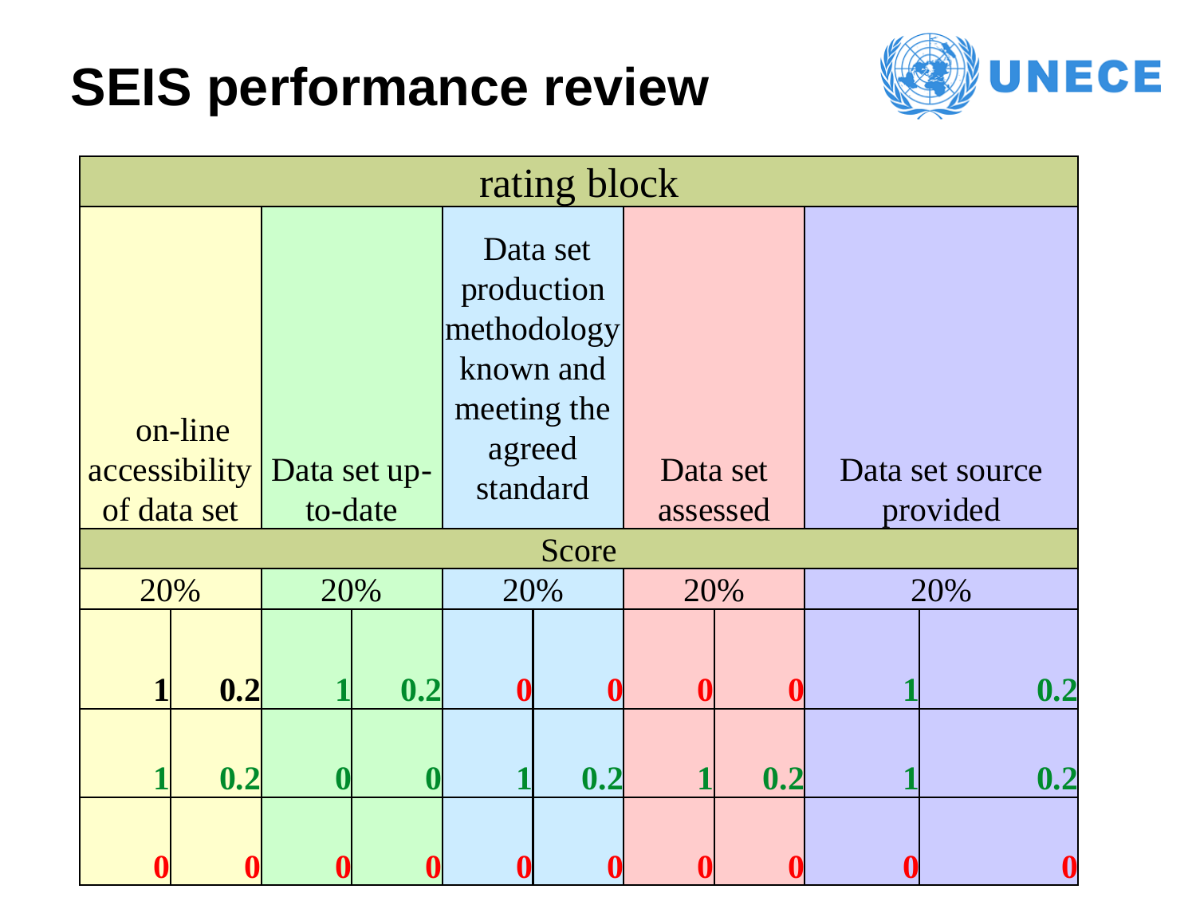# SEIS performance review

| rating block | | | | | | | | | |
|---|---|---|---|---|---|---|---|---|---|
| on-line accessibility of data set | | Data set up-to-date | | Data set production methodology known and meeting the agreed standard | | Data set assessed | | Data set source provided | |
| Score | | | | | | | | | |
| 20% | | 20% | | 20% | | 20% | | 20% | |
| **1** | **0.2** | **1** | **0.2** | **0** | **0** | **0** | **0** | **1** | **0.2** |
| **1** | **0.2** | **0** | **0** | **1** | **0.2** | **1** | **0.2** | **1** | **0.2** |
| **0** | **0** | **0** | **0** | **0** | **0** | **0** | **0** | **0** | **0** |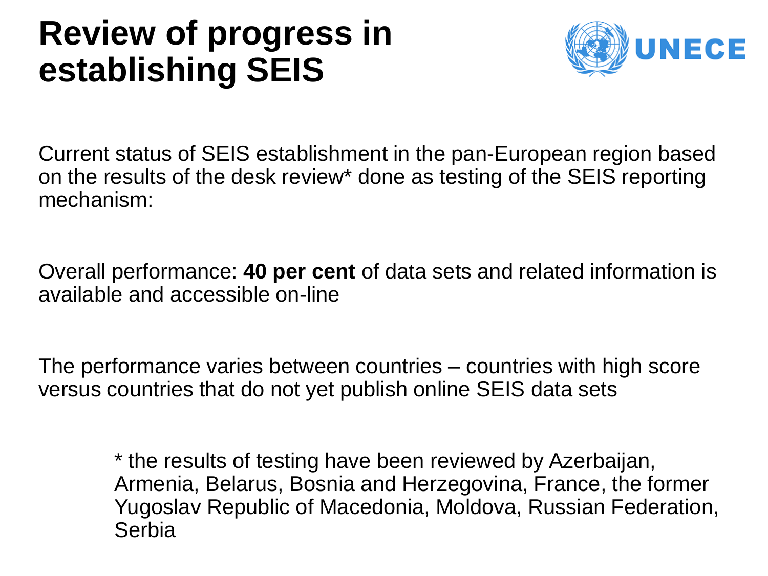# Review of progress in establishing SEIS

UNECE

Current status of SEIS establishment in the pan-European region based on the results of the desk review* done as testing of the SEIS reporting mechanism:

Overall performance: **40 per cent** of data sets and related information is available and accessible on-line

The performance varies between countries – countries with high score versus countries that do not yet publish online SEIS data sets

\* the results of testing have been reviewed by Azerbaijan, Armenia, Belarus, Bosnia and Herzegovina, France, the former Yugoslav Republic of Macedonia, Moldova, Russian Federation, Serbia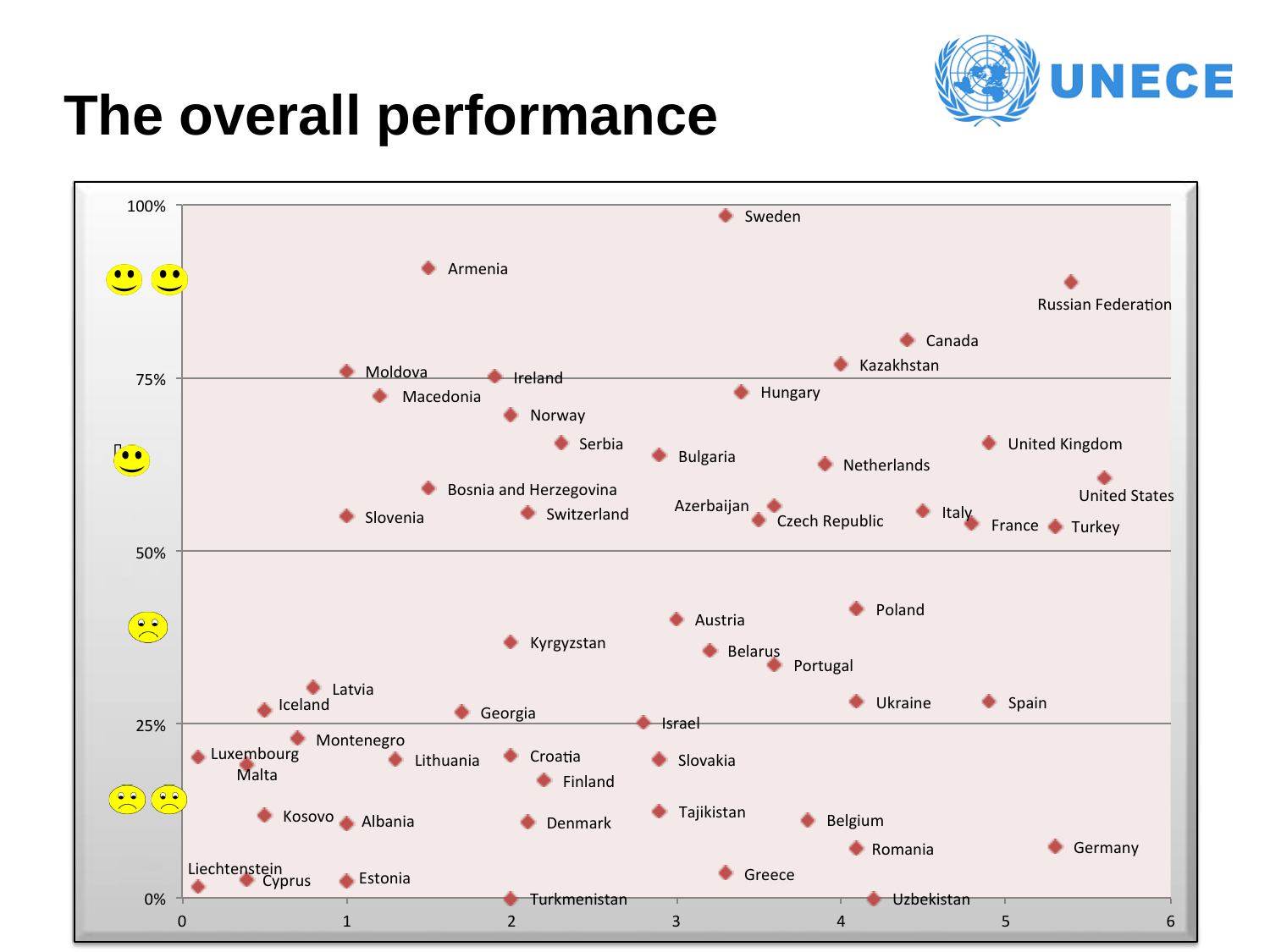# The overall performance

UNECE

100%

75%

50%

25%

0%

0 1 2 3 4 5 6

Sweden, Armenia, Russian Federation, Canada, Kazakhstan, Moldova, Ireland, Macedonia, Hungary, Norway, Serbia, United Kingdom, Bulgaria, Netherlands, United States, Bosnia and Herzegovina, Azerbaijan, Italy, Slovenia, Switzerland, Czech Republic, France, Turkey, Poland, Austria, Kyrgyzstan, Belarus, Portugal, Latvia, Iceland, Ukraine, Spain, Georgia, Israel, Montenegro, Luxembourg, Lithuania, Croatia, Slovakia, Malta, Finland, Tajikistan, Kosovo, Albania, Denmark, Belgium, Romania, Germany, Liechtenstein, Greece, Cyprus, Estonia, Turkmenistan, Uzbekistan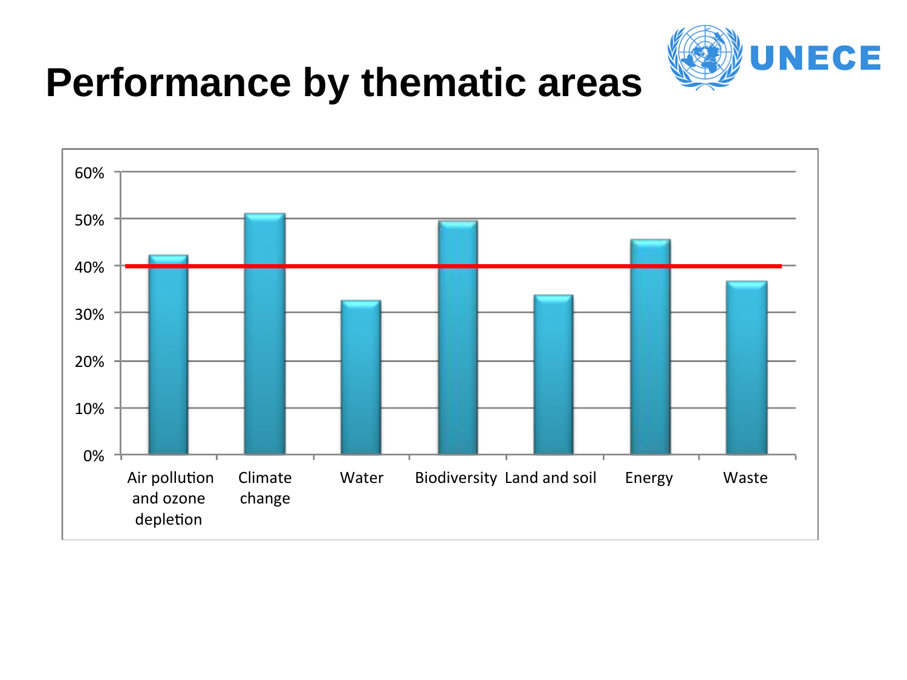# Performance by thematic areas

UNECE

60%
50%
40%
30%
20%
10%
0%

Air pollution and ozone depletion | Climate change | Water | Biodiversity | Land and soil | Energy | Waste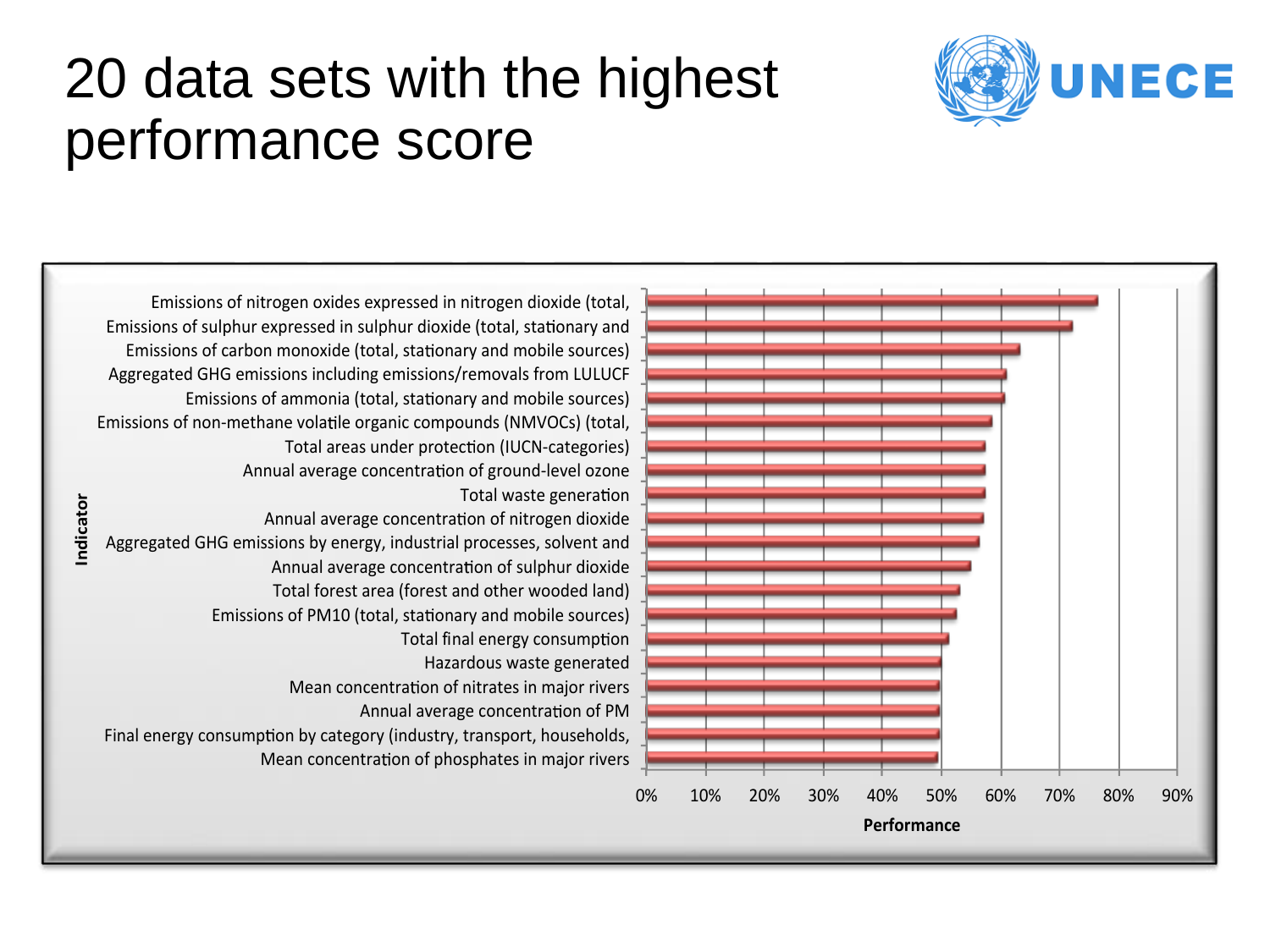# 20 data sets with the highest performance score

| Indicator | Performance |
| --- | --- |
| Emissions of nitrogen oxides expressed in nitrogen dioxide (total, | ~77% |
| Emissions of sulphur expressed in sulphur dioxide (total, stationary and | ~72% |
| Emissions of carbon monoxide (total, stationary and mobile sources) | ~63% |
| Aggregated GHG emissions including emissions/removals from LULUCF | ~61% |
| Emissions of ammonia (total, stationary and mobile sources) | ~61% |
| Emissions of non-methane volatile organic compounds (NMVOCs) (total, | ~59% |
| Total areas under protection (IUCN-categories) | ~57% |
| Annual average concentration of ground-level ozone | ~57% |
| Total waste generation | ~57% |
| Annual average concentration of nitrogen dioxide | ~57% |
| Aggregated GHG emissions by energy, industrial processes, solvent and | ~57% |
| Annual average concentration of sulphur dioxide | ~55% |
| Total forest area (forest and other wooded land) | ~53% |
| Emissions of PM10 (total, stationary and mobile sources) | ~53% |
| Total final energy consumption | ~51% |
| Hazardous waste generated | ~50% |
| Mean concentration of nitrates in major rivers | ~50% |
| Annual average concentration of PM | ~50% |
| Final energy consumption by category (industry, transport, households, | ~50% |
| Mean concentration of phosphates in major rivers | ~49% |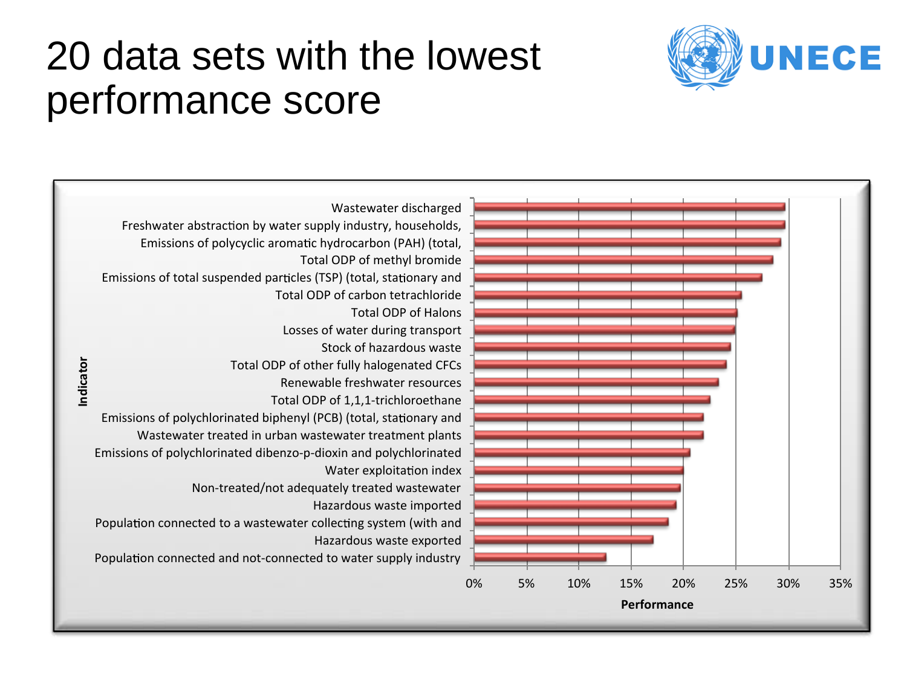# 20 data sets with the lowest performance score

UNECE

| Indicator | Performance |
|---|---|
| Wastewater discharged | ~30% |
| Freshwater abstraction by water supply industry, households, | ~30% |
| Emissions of polycyclic aromatic hydrocarbon (PAH) (total, | ~29% |
| Total ODP of methyl bromide | ~28% |
| Emissions of total suspended particles (TSP) (total, stationary and | ~27% |
| Total ODP of carbon tetrachloride | ~25% |
| Total ODP of Halons | ~25% |
| Losses of water during transport | ~25% |
| Stock of hazardous waste | ~24% |
| Total ODP of other fully halogenated CFCs | ~24% |
| Renewable freshwater resources | ~23% |
| Total ODP of 1,1,1-trichloroethane | ~22% |
| Emissions of polychlorinated biphenyl (PCB) (total, stationary and | ~22% |
| Wastewater treated in urban wastewater treatment plants | ~22% |
| Emissions of polychlorinated dibenzo-p-dioxin and polychlorinated | ~21% |
| Water exploitation index | ~20% |
| Non-treated/not adequately treated wastewater | ~20% |
| Hazardous waste imported | ~19% |
| Population connected to a wastewater collecting system (with and | ~18% |
| Hazardous waste exported | ~17% |
| Population connected and not-connected to water supply industry | ~13% |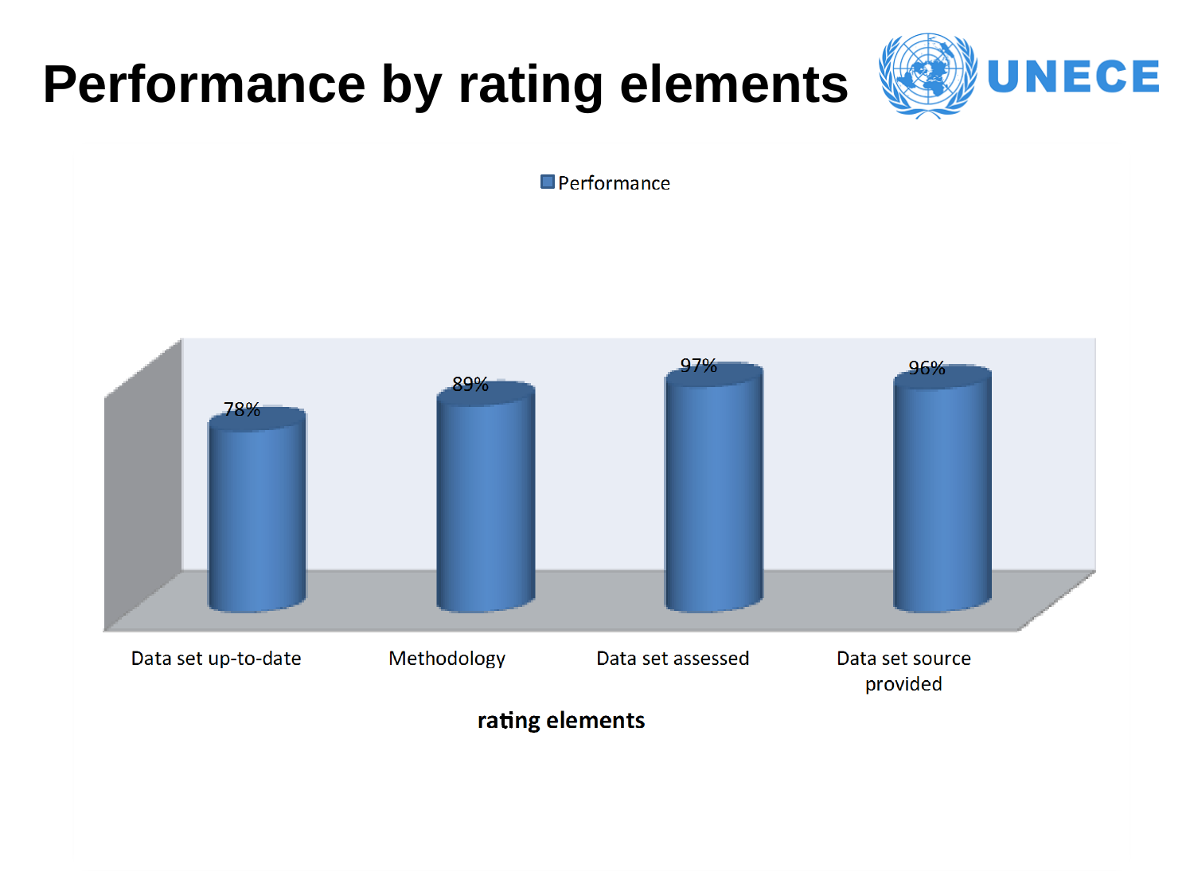# Performance by rating elements

UNECE

| rating elements | Performance |
|---|---|
| Data set up-to-date | 78% |
| Methodology | 89% |
| Data set assessed | 97% |
| Data set source provided | 96% |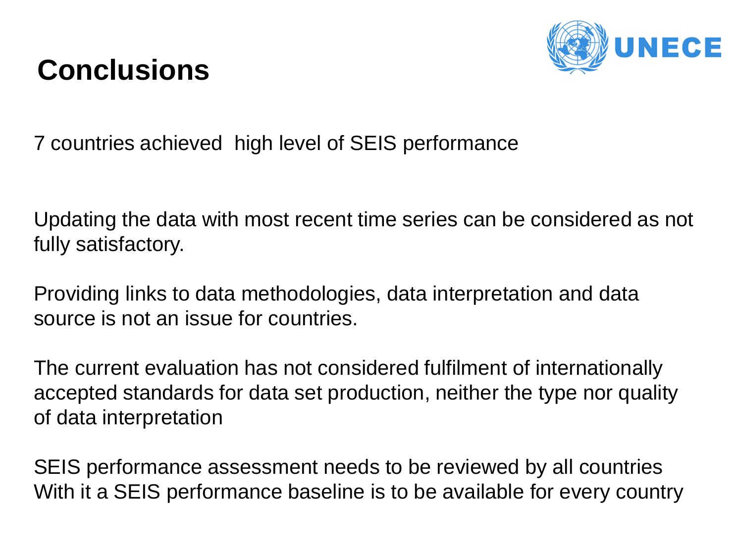# Conclusions

7 countries achieved high level of SEIS performance

Updating the data with most recent time series can be considered as not fully satisfactory.

Providing links to data methodologies, data interpretation and data source is not an issue for countries.

The current evaluation has not considered fulfilment of internationally accepted standards for data set production, neither the type nor quality of data interpretation

SEIS performance assessment needs to be reviewed by all countries
With it a SEIS performance baseline is to be available for every country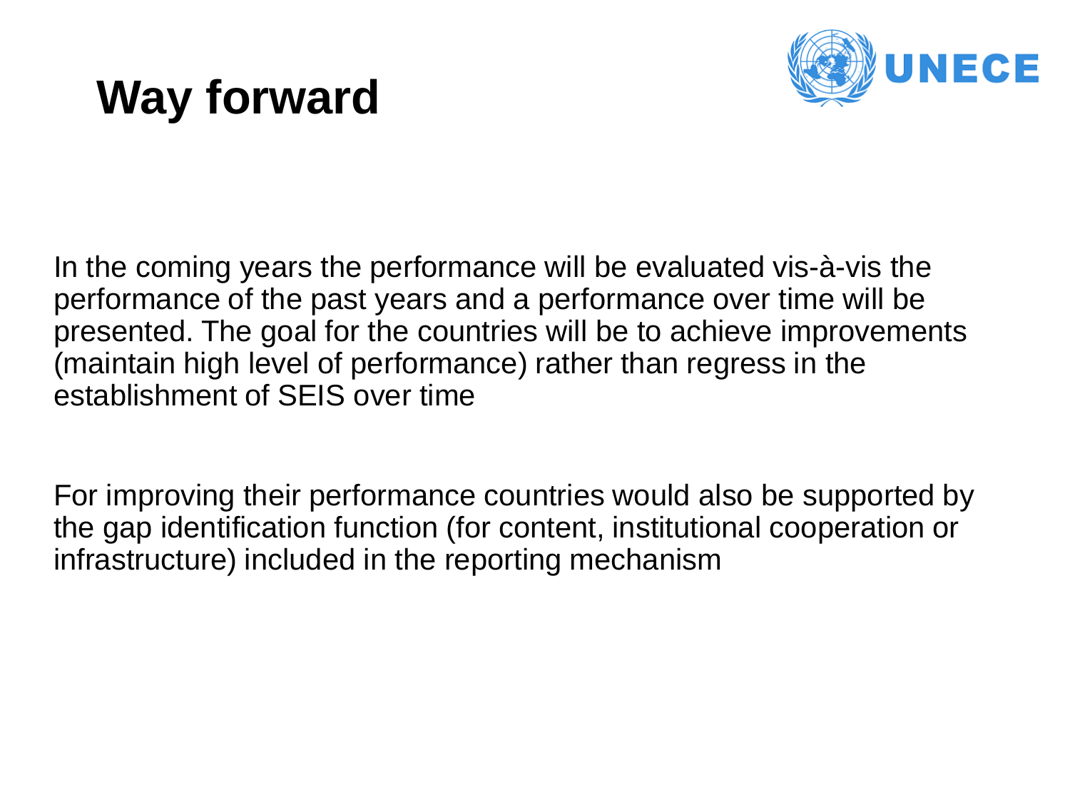# Way forward

In the coming years the performance will be evaluated vis-à-vis the performance of the past years and a performance over time will be presented. The goal for the countries will be to achieve improvements (maintain high level of performance) rather than regress in the establishment of SEIS over time

For improving their performance countries would also be supported by the gap identification function (for content, institutional cooperation or infrastructure) included in the reporting mechanism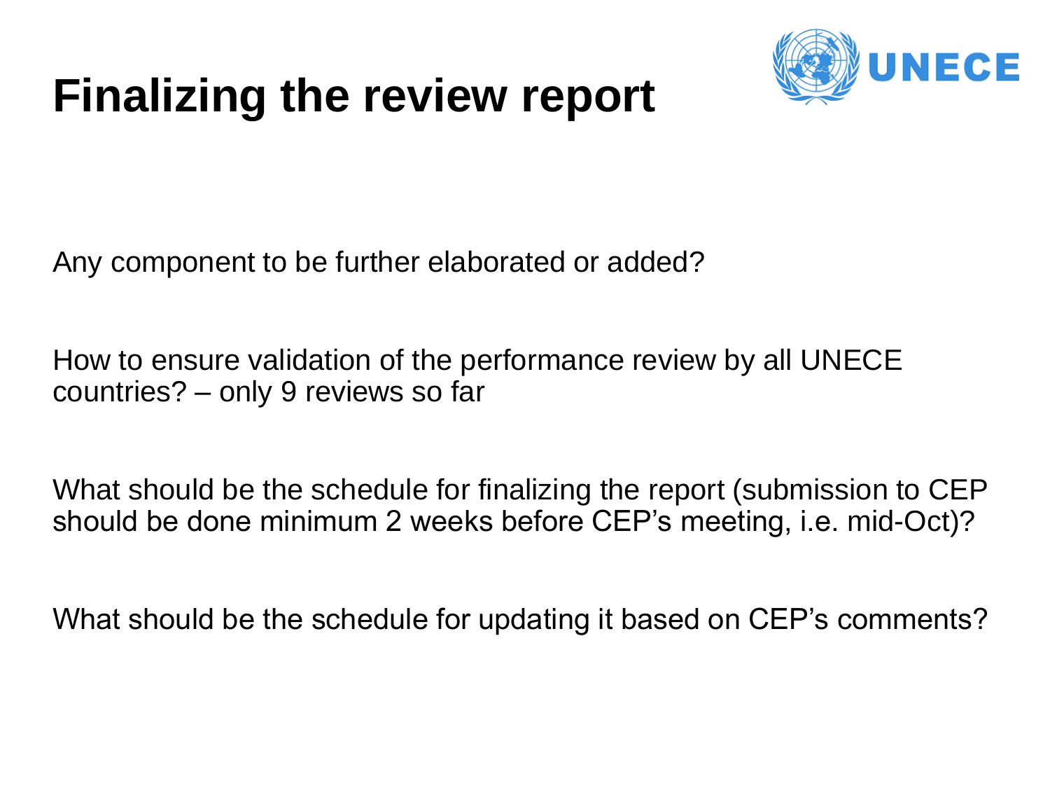# Finalizing the review report

Any component to be further elaborated or added?

How to ensure validation of the performance review by all UNECE countries? – only 9 reviews so far

What should be the schedule for finalizing the report (submission to CEP should be done minimum 2 weeks before CEP's meeting, i.e. mid-Oct)?

What should be the schedule for updating it based on CEP's comments?